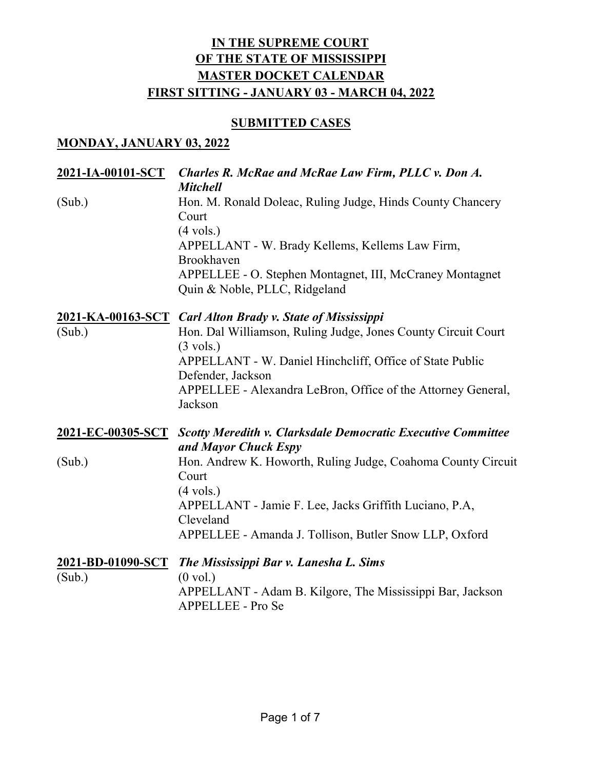# IN THE SUPREME COURT OF THE STATE OF MISSISSIPPI MASTER DOCKET CALENDAR FIRST SITTING - JANUARY 03 - MARCH 04, 2022

## SUBMITTED CASES

### MONDAY, JANUARY 03, 2022

**2021-IA-00101-SCT** ***Charles R. McRae and McRae Law Firm, PLLC v. Don A. Mitchell***
(Sub.)
Hon. M. Ronald Doleac, Ruling Judge, Hinds County Chancery Court
(4 vols.)
APPELLANT - W. Brady Kellems, Kellems Law Firm, Brookhaven
APPELLEE - O. Stephen Montagnet, III, McCraney Montagnet Quin & Noble, PLLC, Ridgeland

**2021-KA-00163-SCT** ***Carl Alton Brady v. State of Mississippi***
(Sub.)
Hon. Dal Williamson, Ruling Judge, Jones County Circuit Court
(3 vols.)
APPELLANT - W. Daniel Hinchcliff, Office of State Public Defender, Jackson
APPELLEE - Alexandra LeBron, Office of the Attorney General, Jackson

**2021-EC-00305-SCT** ***Scotty Meredith v. Clarksdale Democratic Executive Committee and Mayor Chuck Espy***
(Sub.)
Hon. Andrew K. Howorth, Ruling Judge, Coahoma County Circuit Court
(4 vols.)
APPELLANT - Jamie F. Lee, Jacks Griffith Luciano, P.A, Cleveland
APPELLEE - Amanda J. Tollison, Butler Snow LLP, Oxford

**2021-BD-01090-SCT** ***The Mississippi Bar v. Lanesha L. Sims***
(Sub.)
(0 vol.)
APPELLANT - Adam B. Kilgore, The Mississippi Bar, Jackson
APPELLEE - Pro Se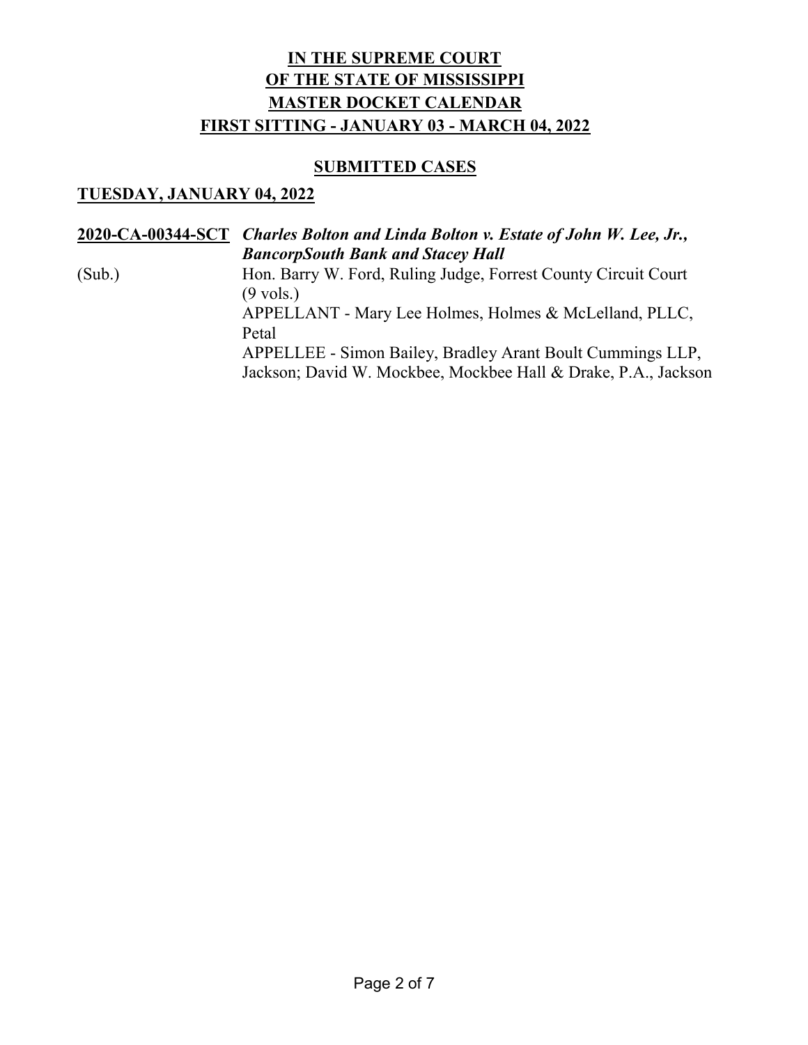# IN THE SUPREME COURT OF THE STATE OF MISSISSIPPI MASTER DOCKET CALENDAR FIRST SITTING - JANUARY 03 - MARCH 04, 2022

## SUBMITTED CASES

### TUESDAY, JANUARY 04, 2022

**2020-CA-00344-SCT** ***Charles Bolton and Linda Bolton v. Estate of John W. Lee, Jr., BancorpSouth Bank and Stacey Hall***

(Sub.)

Hon. Barry W. Ford, Ruling Judge, Forrest County Circuit Court (9 vols.)

APPELLANT - Mary Lee Holmes, Holmes & McLelland, PLLC, Petal

APPELLEE - Simon Bailey, Bradley Arant Boult Cummings LLP, Jackson; David W. Mockbee, Mockbee Hall & Drake, P.A., Jackson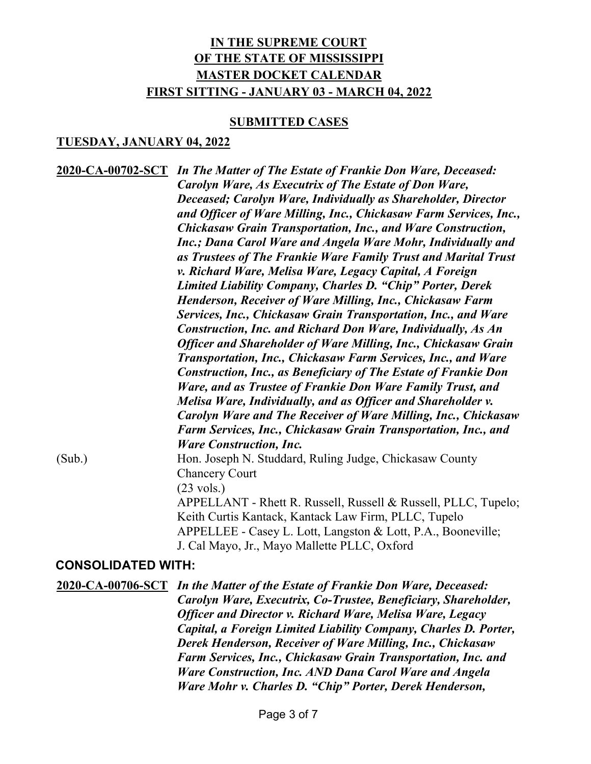# IN THE SUPREME COURT OF THE STATE OF MISSISSIPPI MASTER DOCKET CALENDAR FIRST SITTING - JANUARY 03 - MARCH 04, 2022

## SUBMITTED CASES

### TUESDAY, JANUARY 04, 2022

**2020-CA-00702-SCT** ***In The Matter of The Estate of Frankie Don Ware, Deceased: Carolyn Ware, As Executrix of The Estate of Don Ware, Deceased; Carolyn Ware, Individually as Shareholder, Director and Officer of Ware Milling, Inc., Chickasaw Farm Services, Inc., Chickasaw Grain Transportation, Inc., and Ware Construction, Inc.; Dana Carol Ware and Angela Ware Mohr, Individually and as Trustees of The Frankie Ware Family Trust and Marital Trust v. Richard Ware, Melisa Ware, Legacy Capital, A Foreign Limited Liability Company, Charles D. "Chip" Porter, Derek Henderson, Receiver of Ware Milling, Inc., Chickasaw Farm Services, Inc., Chickasaw Grain Transportation, Inc., and Ware Construction, Inc. and Richard Don Ware, Individually, As An Officer and Shareholder of Ware Milling, Inc., Chickasaw Grain Transportation, Inc., Chickasaw Farm Services, Inc., and Ware Construction, Inc., as Beneficiary of The Estate of Frankie Don Ware, and as Trustee of Frankie Don Ware Family Trust, and Melisa Ware, Individually, and as Officer and Shareholder v. Carolyn Ware and The Receiver of Ware Milling, Inc., Chickasaw Farm Services, Inc., Chickasaw Grain Transportation, Inc., and Ware Construction, Inc.***

(Sub.) Hon. Joseph N. Studdard, Ruling Judge, Chickasaw County Chancery Court
(23 vols.)
APPELLANT - Rhett R. Russell, Russell & Russell, PLLC, Tupelo; Keith Curtis Kantack, Kantack Law Firm, PLLC, Tupelo
APPELLEE - Casey L. Lott, Langston & Lott, P.A., Booneville; J. Cal Mayo, Jr., Mayo Mallette PLLC, Oxford

**CONSOLIDATED WITH:**

**2020-CA-00706-SCT** ***In the Matter of the Estate of Frankie Don Ware, Deceased: Carolyn Ware, Executrix, Co-Trustee, Beneficiary, Shareholder, Officer and Director v. Richard Ware, Melisa Ware, Legacy Capital, a Foreign Limited Liability Company, Charles D. Porter, Derek Henderson, Receiver of Ware Milling, Inc., Chickasaw Farm Services, Inc., Chickasaw Grain Transportation, Inc. and Ware Construction, Inc. AND Dana Carol Ware and Angela Ware Mohr v. Charles D. "Chip" Porter, Derek Henderson,***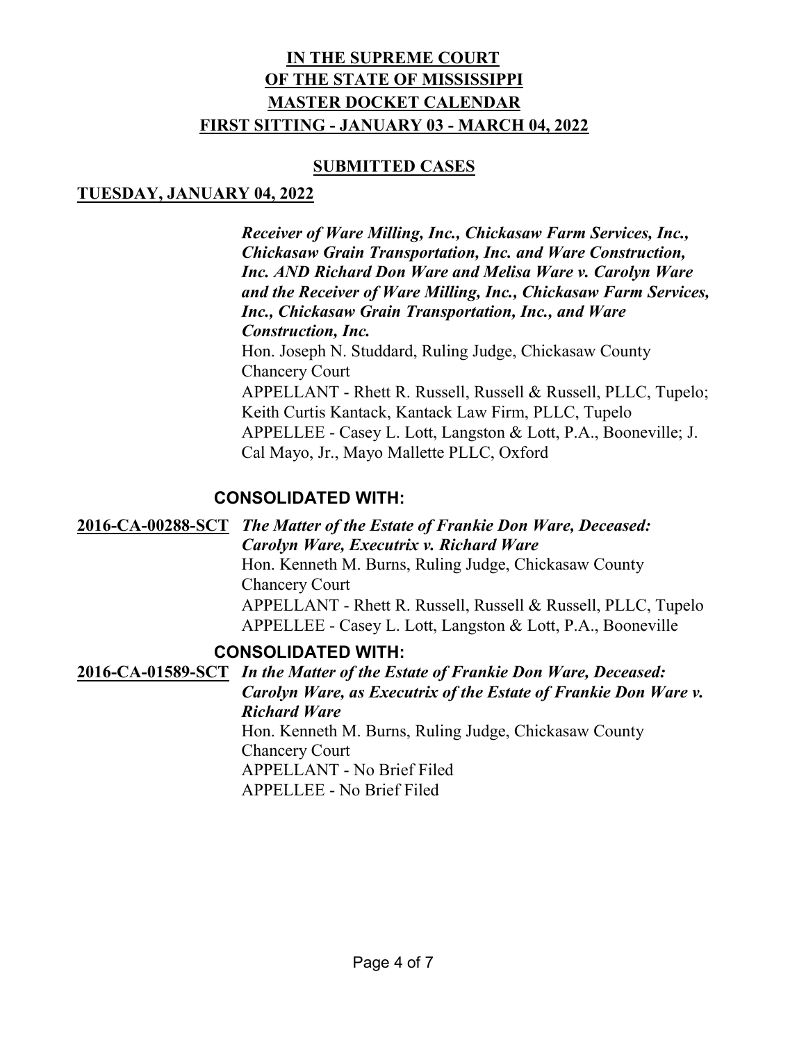# IN THE SUPREME COURT OF THE STATE OF MISSISSIPPI MASTER DOCKET CALENDAR FIRST SITTING - JANUARY 03 - MARCH 04, 2022

## SUBMITTED CASES

### TUESDAY, JANUARY 04, 2022

***Receiver of Ware Milling, Inc., Chickasaw Farm Services, Inc., Chickasaw Grain Transportation, Inc. and Ware Construction, Inc. AND Richard Don Ware and Melisa Ware v. Carolyn Ware and the Receiver of Ware Milling, Inc., Chickasaw Farm Services, Inc., Chickasaw Grain Transportation, Inc., and Ware Construction, Inc.***
Hon. Joseph N. Studdard, Ruling Judge, Chickasaw County Chancery Court
APPELLANT - Rhett R. Russell, Russell & Russell, PLLC, Tupelo; Keith Curtis Kantack, Kantack Law Firm, PLLC, Tupelo
APPELLEE - Casey L. Lott, Langston & Lott, P.A., Booneville; J. Cal Mayo, Jr., Mayo Mallette PLLC, Oxford

**CONSOLIDATED WITH:**

**2016-CA-00288-SCT** ***The Matter of the Estate of Frankie Don Ware, Deceased: Carolyn Ware, Executrix v. Richard Ware***
Hon. Kenneth M. Burns, Ruling Judge, Chickasaw County Chancery Court
APPELLANT - Rhett R. Russell, Russell & Russell, PLLC, Tupelo
APPELLEE - Casey L. Lott, Langston & Lott, P.A., Booneville

**CONSOLIDATED WITH:**

**2016-CA-01589-SCT** ***In the Matter of the Estate of Frankie Don Ware, Deceased: Carolyn Ware, as Executrix of the Estate of Frankie Don Ware v. Richard Ware***
Hon. Kenneth M. Burns, Ruling Judge, Chickasaw County Chancery Court
APPELLANT - No Brief Filed
APPELLEE - No Brief Filed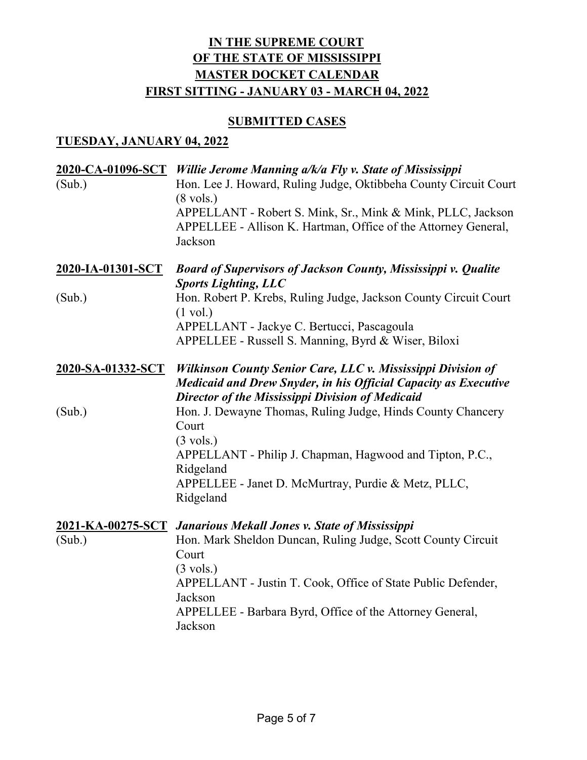# IN THE SUPREME COURT OF THE STATE OF MISSISSIPPI MASTER DOCKET CALENDAR FIRST SITTING - JANUARY 03 - MARCH 04, 2022

## SUBMITTED CASES

### TUESDAY, JANUARY 04, 2022

**2020-CA-01096-SCT** *Willie Jerome Manning a/k/a Fly v. State of Mississippi*
(Sub.)
Hon. Lee J. Howard, Ruling Judge, Oktibbeha County Circuit Court
(8 vols.)
APPELLANT - Robert S. Mink, Sr., Mink & Mink, PLLC, Jackson
APPELLEE - Allison K. Hartman, Office of the Attorney General, Jackson

**2020-IA-01301-SCT** ***Board of Supervisors of Jackson County, Mississippi v. Qualite Sports Lighting, LLC***
(Sub.)
Hon. Robert P. Krebs, Ruling Judge, Jackson County Circuit Court
(1 vol.)
APPELLANT - Jackye C. Bertucci, Pascagoula
APPELLEE - Russell S. Manning, Byrd & Wiser, Biloxi

**2020-SA-01332-SCT** ***Wilkinson County Senior Care, LLC v. Mississippi Division of Medicaid and Drew Snyder, in his Official Capacity as Executive Director of the Mississippi Division of Medicaid***
(Sub.)
Hon. J. Dewayne Thomas, Ruling Judge, Hinds County Chancery Court
(3 vols.)
APPELLANT - Philip J. Chapman, Hagwood and Tipton, P.C., Ridgeland
APPELLEE - Janet D. McMurtray, Purdie & Metz, PLLC, Ridgeland

**2021-KA-00275-SCT** ***Janarious Mekall Jones v. State of Mississippi***
(Sub.)
Hon. Mark Sheldon Duncan, Ruling Judge, Scott County Circuit Court
(3 vols.)
APPELLANT - Justin T. Cook, Office of State Public Defender, Jackson
APPELLEE - Barbara Byrd, Office of the Attorney General, Jackson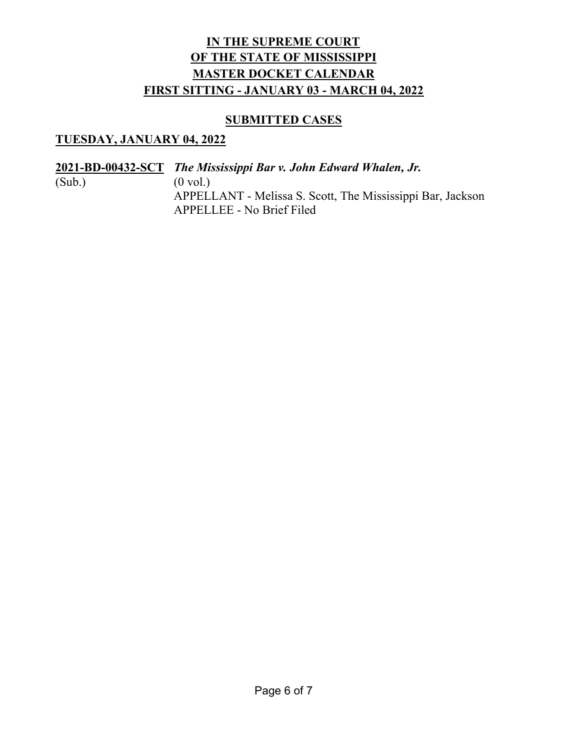# IN THE SUPREME COURT OF THE STATE OF MISSISSIPPI MASTER DOCKET CALENDAR FIRST SITTING - JANUARY 03 - MARCH 04, 2022

## SUBMITTED CASES

### TUESDAY, JANUARY 04, 2022

**2021-BD-00432-SCT** *The Mississippi Bar v. John Edward Whalen, Jr.*
(Sub.) (0 vol.)
APPELLANT - Melissa S. Scott, The Mississippi Bar, Jackson
APPELLEE - No Brief Filed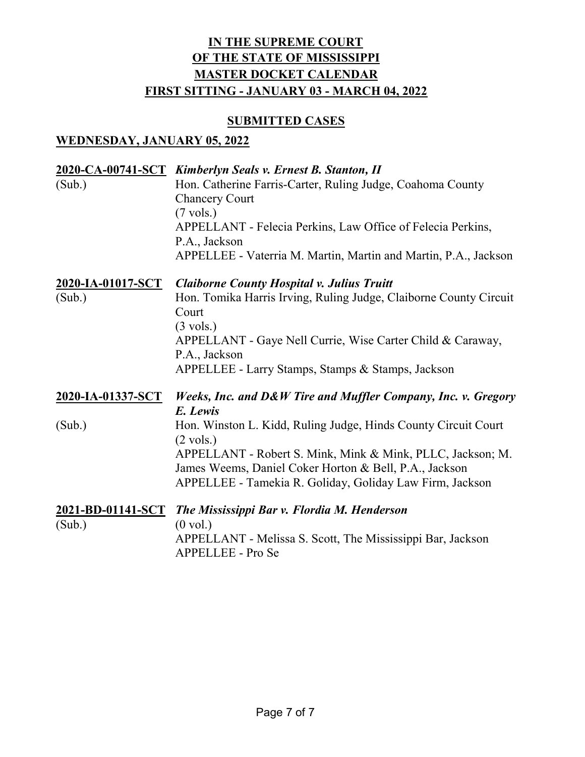**IN THE SUPREME COURT**
**OF THE STATE OF MISSISSIPPI**
**MASTER DOCKET CALENDAR**
**FIRST SITTING - JANUARY 03 - MARCH 04, 2022**

**SUBMITTED CASES**

**WEDNESDAY, JANUARY 05, 2022**

**2020-CA-00741-SCT** ***Kimberlyn Seals v. Ernest B. Stanton, II***
(Sub.)
Hon. Catherine Farris-Carter, Ruling Judge, Coahoma County Chancery Court
(7 vols.)
APPELLANT - Felecia Perkins, Law Office of Felecia Perkins, P.A., Jackson
APPELLEE - Vaterria M. Martin, Martin and Martin, P.A., Jackson

**2020-IA-01017-SCT** ***Claiborne County Hospital v. Julius Truitt***
(Sub.)
Hon. Tomika Harris Irving, Ruling Judge, Claiborne County Circuit Court
(3 vols.)
APPELLANT - Gaye Nell Currie, Wise Carter Child & Caraway, P.A., Jackson
APPELLEE - Larry Stamps, Stamps & Stamps, Jackson

**2020-IA-01337-SCT** ***Weeks, Inc. and D&W Tire and Muffler Company, Inc. v. Gregory E. Lewis***
(Sub.)
Hon. Winston L. Kidd, Ruling Judge, Hinds County Circuit Court
(2 vols.)
APPELLANT - Robert S. Mink, Mink & Mink, PLLC, Jackson; M. James Weems, Daniel Coker Horton & Bell, P.A., Jackson
APPELLEE - Tamekia R. Goliday, Goliday Law Firm, Jackson

**2021-BD-01141-SCT** ***The Mississippi Bar v. Flordia M. Henderson***
(Sub.)
(0 vol.)
APPELLANT - Melissa S. Scott, The Mississippi Bar, Jackson
APPELLEE - Pro Se